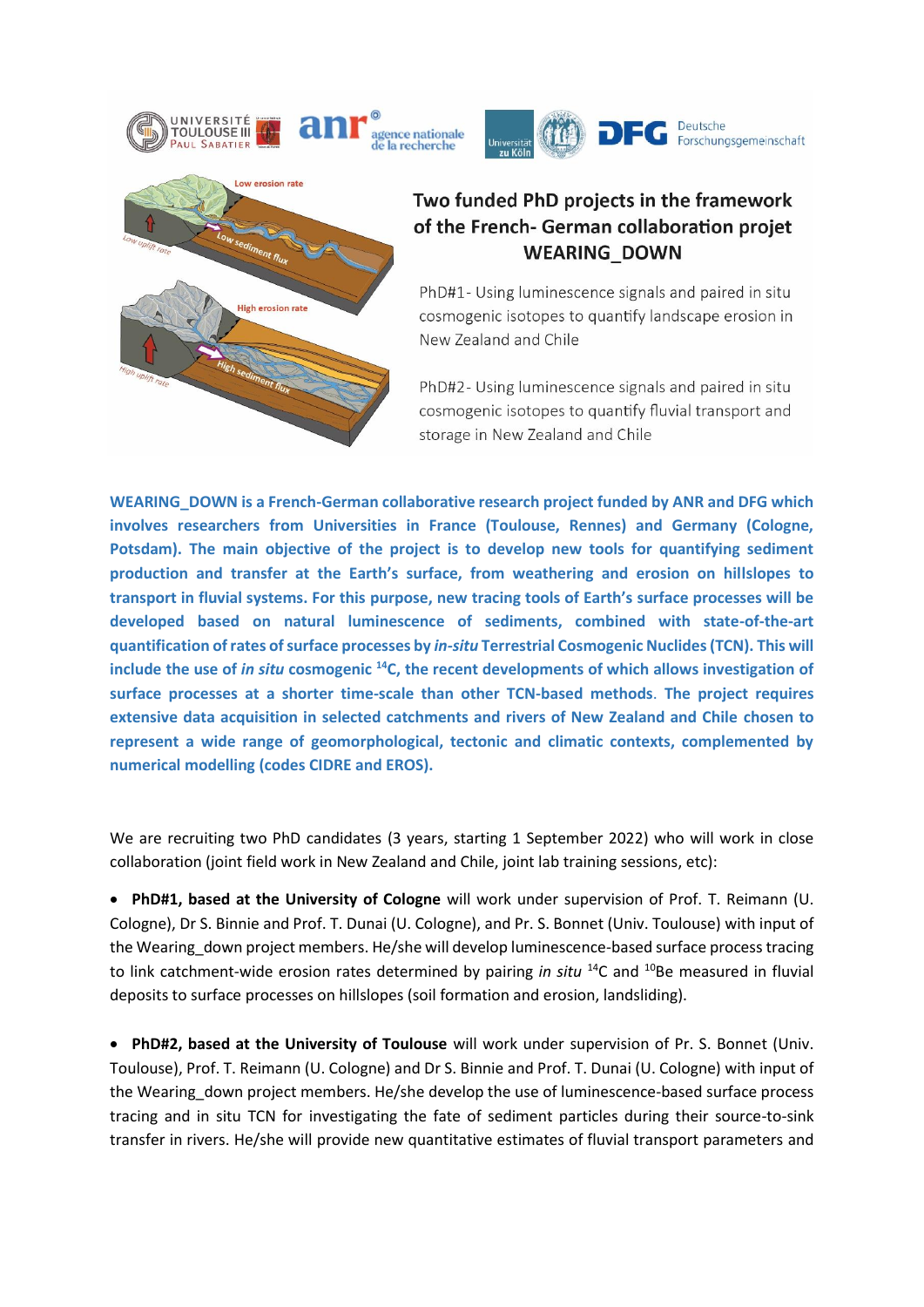## Two funded PhD projects in the framework of the French- German collaboration projet WEARING_DOWN

PhD#1- Using luminescence signals and paired in situ cosmogenic isotopes to quantify landscape erosion in New Zealand and Chile

PhD#2- Using luminescence signals and paired in situ cosmogenic isotopes to quantify fluvial transport and storage in New Zealand and Chile

**WEARING_DOWN is a French-German collaborative research project funded by ANR and DFG which involves researchers from Universities in France (Toulouse, Rennes) and Germany (Cologne, Potsdam). The main objective of the project is to develop new tools for quantifying sediment production and transfer at the Earth's surface, from weathering and erosion on hillslopes to transport in fluvial systems. For this purpose, new tracing tools of Earth's surface processes will be developed based on natural luminescence of sediments, combined with state-of-the-art quantification of rates of surface processes by *in-situ* Terrestrial Cosmogenic Nuclides (TCN). This will include the use of *in situ* cosmogenic $^{14}$C, the recent developments of which allows investigation of surface processes at a shorter time-scale than other TCN-based methods. The project requires extensive data acquisition in selected catchments and rivers of New Zealand and Chile chosen to represent a wide range of geomorphological, tectonic and climatic contexts, complemented by numerical modelling (codes CIDRE and EROS).**

We are recruiting two PhD candidates (3 years, starting 1 September 2022) who will work in close collaboration (joint field work in New Zealand and Chile, joint lab training sessions, etc):

- **PhD#1, based at the University of Cologne** will work under supervision of Prof. T. Reimann (U. Cologne), Dr S. Binnie and Prof. T. Dunai (U. Cologne), and Pr. S. Bonnet (Univ. Toulouse) with input of the Wearing_down project members. He/she will develop luminescence-based surface process tracing to link catchment-wide erosion rates determined by pairing *in situ* $^{14}$C and $^{10}$Be measured in fluvial deposits to surface processes on hillslopes (soil formation and erosion, landsliding).

- **PhD#2, based at the University of Toulouse** will work under supervision of Pr. S. Bonnet (Univ. Toulouse), Prof. T. Reimann (U. Cologne) and Dr S. Binnie and Prof. T. Dunai (U. Cologne) with input of the Wearing_down project members. He/she develop the use of luminescence-based surface process tracing and in situ TCN for investigating the fate of sediment particles during their source-to-sink transfer in rivers. He/she will provide new quantitative estimates of fluvial transport parameters and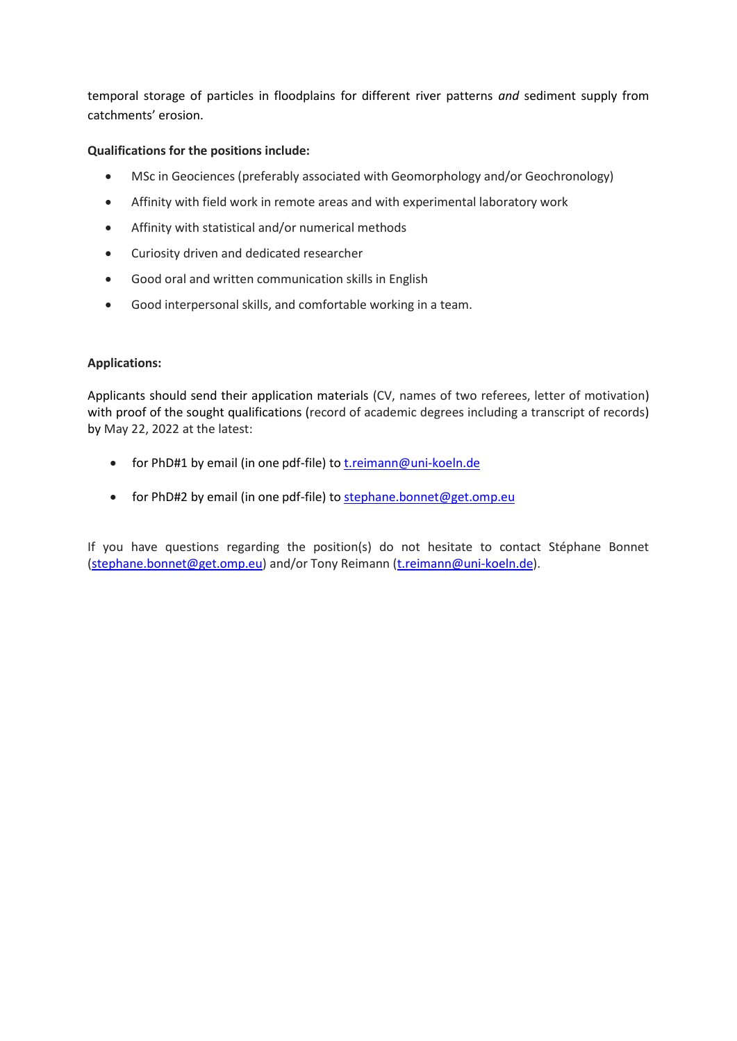temporal storage of particles in floodplains for different river patterns *and* sediment supply from catchments' erosion.

**Qualifications for the positions include:**

- MSc in Geociences (preferably associated with Geomorphology and/or Geochronology)
- Affinity with field work in remote areas and with experimental laboratory work
- Affinity with statistical and/or numerical methods
- Curiosity driven and dedicated researcher
- Good oral and written communication skills in English
- Good interpersonal skills, and comfortable working in a team.

**Applications:**

Applicants should send their application materials (CV, names of two referees, letter of motivation) with proof of the sought qualifications (record of academic degrees including a transcript of records) by May 22, 2022 at the latest:

- for PhD#1 by email (in one pdf-file) to t.reimann@uni-koeln.de
- for PhD#2 by email (in one pdf-file) to stephane.bonnet@get.omp.eu

If you have questions regarding the position(s) do not hesitate to contact Stéphane Bonnet (stephane.bonnet@get.omp.eu) and/or Tony Reimann (t.reimann@uni-koeln.de).